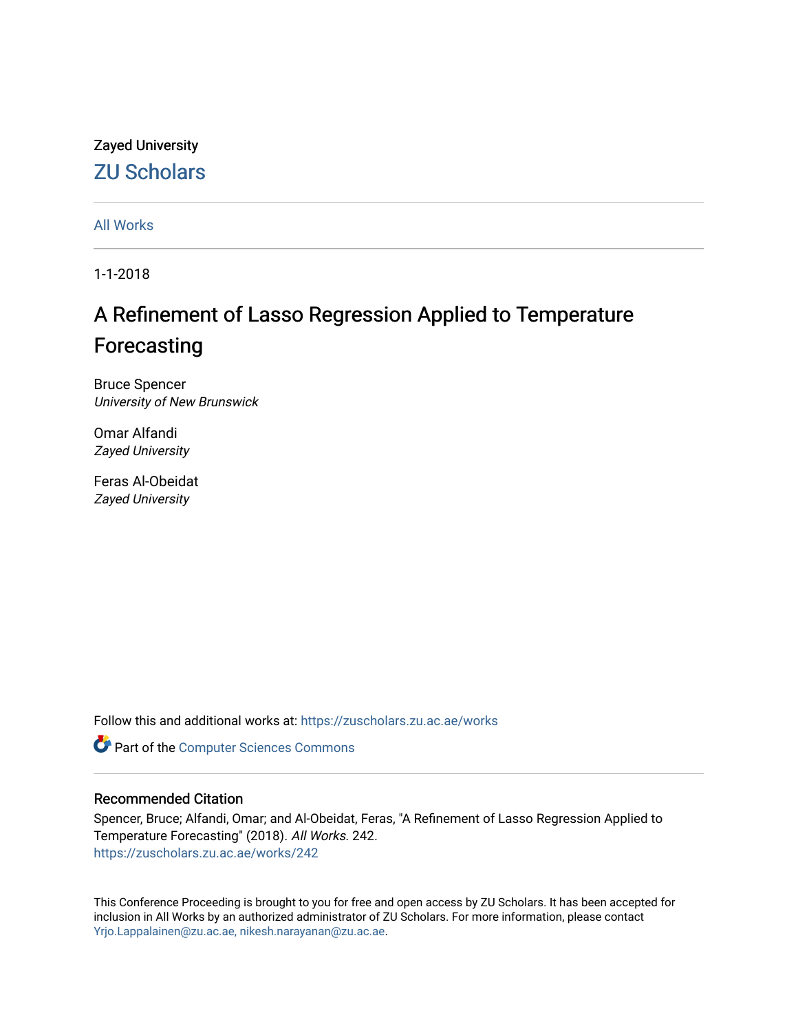Zayed University

ZU Scholars

All Works

1-1-2018

# A Refinement of Lasso Regression Applied to Temperature Forecasting

Bruce Spencer
*University of New Brunswick*

Omar Alfandi
*Zayed University*

Feras Al-Obeidat
*Zayed University*

Follow this and additional works at: https://zuscholars.zu.ac.ae/works

Part of the Computer Sciences Commons

## Recommended Citation

Spencer, Bruce; Alfandi, Omar; and Al-Obeidat, Feras, "A Refinement of Lasso Regression Applied to Temperature Forecasting" (2018). *All Works*. 242.
https://zuscholars.zu.ac.ae/works/242

This Conference Proceeding is brought to you for free and open access by ZU Scholars. It has been accepted for inclusion in All Works by an authorized administrator of ZU Scholars. For more information, please contact Yrjo.Lappalainen@zu.ac.ae, nikesh.narayanan@zu.ac.ae.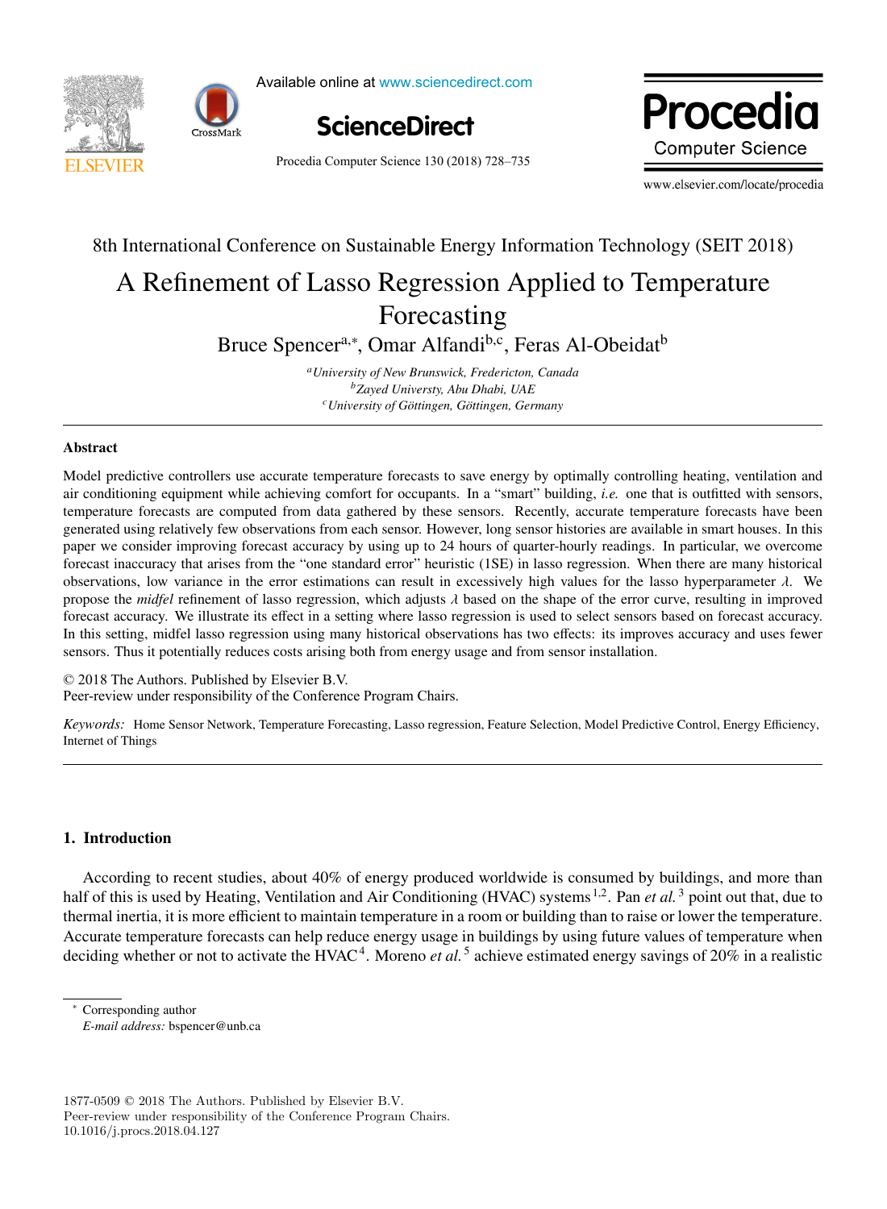8th International Conference on Sustainable Energy Information Technology (SEIT 2018)

# A Refinement of Lasso Regression Applied to Temperature Forecasting

Bruce Spencer[a,*], Omar Alfandi[b,c], Feras Al-Obeidat[b]

[a]*University of New Brunswick, Fredericton, Canada*
[b]*Zayed Universty, Abu Dhabi, UAE*
[c]*University of Göttingen, Göttingen, Germany*

## Abstract

Model predictive controllers use accurate temperature forecasts to save energy by optimally controlling heating, ventilation and air conditioning equipment while achieving comfort for occupants. In a "smart" building, *i.e.* one that is outfitted with sensors, temperature forecasts are computed from data gathered by these sensors. Recently, accurate temperature forecasts have been generated using relatively few observations from each sensor. However, long sensor histories are available in smart houses. In this paper we consider improving forecast accuracy by using up to 24 hours of quarter-hourly readings. In particular, we overcome forecast inaccuracy that arises from the "one standard error" heuristic (1SE) in lasso regression. When there are many historical observations, low variance in the error estimations can result in excessively high values for the lasso hyperparameter $\lambda$. We propose the *midfel* refinement of lasso regression, which adjusts $\lambda$ based on the shape of the error curve, resulting in improved forecast accuracy. We illustrate its effect in a setting where lasso regression is used to select sensors based on forecast accuracy. In this setting, midfel lasso regression using many historical observations has two effects: its improves accuracy and uses fewer sensors. Thus it potentially reduces costs arising both from energy usage and from sensor installation.

© 2018 The Authors. Published by Elsevier B.V.
Peer-review under responsibility of the Conference Program Chairs.

*Keywords:* Home Sensor Network, Temperature Forecasting, Lasso regression, Feature Selection, Model Predictive Control, Energy Efficiency, Internet of Things

## 1. Introduction

According to recent studies, about 40% of energy produced worldwide is consumed by buildings, and more than half of this is used by Heating, Ventilation and Air Conditioning (HVAC) systems [1,2]. Pan *et al.* [3] point out that, due to thermal inertia, it is more efficient to maintain temperature in a room or building than to raise or lower the temperature. Accurate temperature forecasts can help reduce energy usage in buildings by using future values of temperature when deciding whether or not to activate the HVAC[4]. Moreno *et al.* [5] achieve estimated energy savings of 20% in a realistic

* Corresponding author
*E-mail address:* bspencer@unb.ca

1877-0509 © 2018 The Authors. Published by Elsevier B.V.
Peer-review under responsibility of the Conference Program Chairs.
10.1016/j.procs.2018.04.127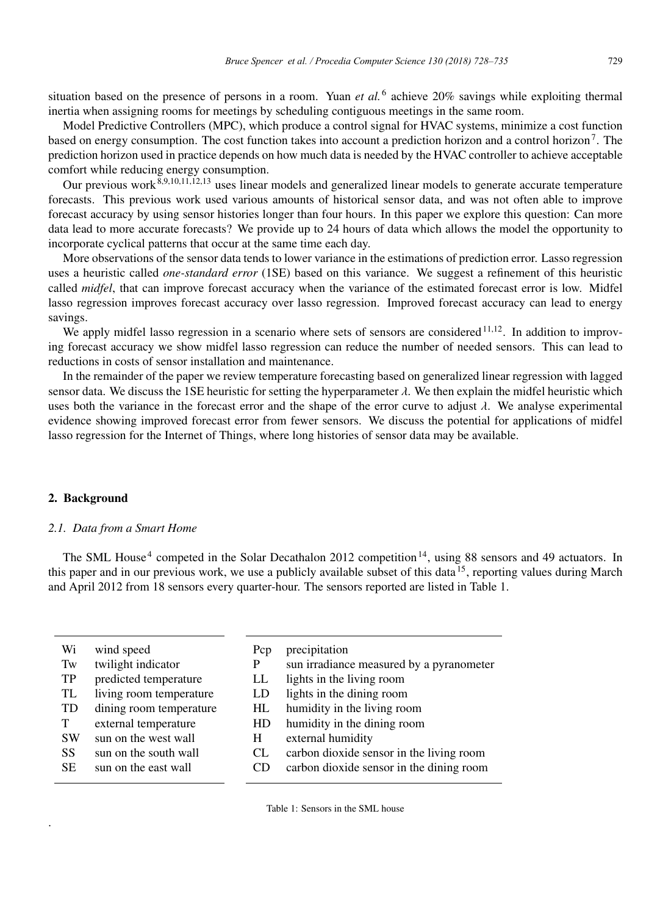situation based on the presence of persons in a room. Yuan *et al.*[6] achieve 20% savings while exploiting thermal inertia when assigning rooms for meetings by scheduling contiguous meetings in the same room.

Model Predictive Controllers (MPC), which produce a control signal for HVAC systems, minimize a cost function based on energy consumption. The cost function takes into account a prediction horizon and a control horizon[7]. The prediction horizon used in practice depends on how much data is needed by the HVAC controller to achieve acceptable comfort while reducing energy consumption.

Our previous work[8,9,10,11,12,13] uses linear models and generalized linear models to generate accurate temperature forecasts. This previous work used various amounts of historical sensor data, and was not often able to improve forecast accuracy by using sensor histories longer than four hours. In this paper we explore this question: Can more data lead to more accurate forecasts? We provide up to 24 hours of data which allows the model the opportunity to incorporate cyclical patterns that occur at the same time each day.

More observations of the sensor data tends to lower variance in the estimations of prediction error. Lasso regression uses a heuristic called *one-standard error* (1SE) based on this variance. We suggest a refinement of this heuristic called *midfel*, that can improve forecast accuracy when the variance of the estimated forecast error is low. Midfel lasso regression improves forecast accuracy over lasso regression. Improved forecast accuracy can lead to energy savings.

We apply midfel lasso regression in a scenario where sets of sensors are considered[11,12]. In addition to improving forecast accuracy we show midfel lasso regression can reduce the number of needed sensors. This can lead to reductions in costs of sensor installation and maintenance.

In the remainder of the paper we review temperature forecasting based on generalized linear regression with lagged sensor data. We discuss the 1SE heuristic for setting the hyperparameter $\lambda$. We then explain the midfel heuristic which uses both the variance in the forecast error and the shape of the error curve to adjust $\lambda$. We analyse experimental evidence showing improved forecast error from fewer sensors. We discuss the potential for applications of midfel lasso regression for the Internet of Things, where long histories of sensor data may be available.

## 2. Background

### *2.1. Data from a Smart Home*

The SML House[4] competed in the Solar Decathalon 2012 competition[14], using 88 sensors and 49 actuators. In this paper and in our previous work, we use a publicly available subset of this data[15], reporting values during March and April 2012 from 18 sensors every quarter-hour. The sensors reported are listed in Table 1.

| | | | |
|---|---|---|---|
| Wi | wind speed | Pcp | precipitation |
| Tw | twilight indicator | P | sun irradiance measured by a pyranometer |
| TP | predicted temperature | LL | lights in the living room |
| TL | living room temperature | LD | lights in the dining room |
| TD | dining room temperature | HL | humidity in the living room |
| T | external temperature | HD | humidity in the dining room |
| SW | sun on the west wall | H | external humidity |
| SS | sun on the south wall | CL | carbon dioxide sensor in the living room |
| SE | sun on the east wall | CD | carbon dioxide sensor in the dining room |

Table 1: Sensors in the SML house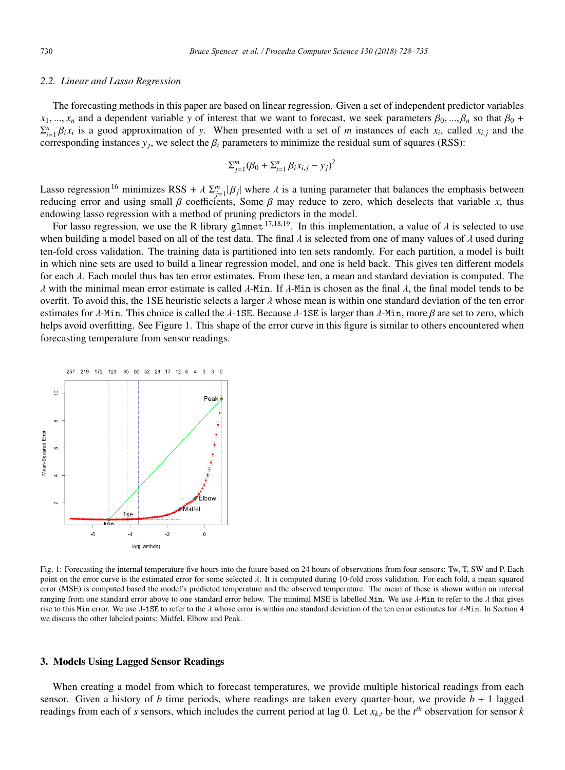### 2.2. Linear and Lasso Regression

The forecasting methods in this paper are based on linear regression. Given a set of independent predictor variables $x_1, ..., x_n$ and a dependent variable $y$ of interest that we want to forecast, we seek parameters $\beta_0, ..., \beta_n$ so that $\beta_0 + \Sigma_{i=1}^{n} \beta_i x_i$ is a good approximation of $y$. When presented with a set of $m$ instances of each $x_i$, called $x_{i,j}$ and the corresponding instances $y_j$, we select the $\beta_i$ parameters to minimize the residual sum of squares (RSS):

$$\Sigma_{j=1}^{m} (\beta_0 + \Sigma_{i=1}^{n} \beta_i x_{i,j} - y_j)^2$$

Lasso regression[16] minimizes RSS + $\lambda \; \Sigma_{j=1}^{m} |\beta_j|$ where $\lambda$ is a tuning parameter that balances the emphasis between reducing error and using small $\beta$ coefficients, Some $\beta$ may reduce to zero, which deselects that variable $x$, thus endowing lasso regression with a method of pruning predictors in the model.

For lasso regression, we use the R library `glmnet`[17,18,19]. In this implementation, a value of $\lambda$ is selected to use when building a model based on all of the test data. The final $\lambda$ is selected from one of many values of $\lambda$ used during ten-fold cross validation. The training data is partitioned into ten sets randomly. For each partition, a model is built in which nine sets are used to build a linear regression model, and one is held back. This gives ten different models for each $\lambda$. Each model thus has ten error estimates. From these ten, a mean and stardard deviation is computed. The $\lambda$ with the minimal mean error estimate is called $\lambda$-`Min`. If $\lambda$-`Min` is chosen as the final $\lambda$, the final model tends to be overfit. To avoid this, the 1SE heuristic selects a larger $\lambda$ whose mean is within one standard deviation of the ten error estimates for $\lambda$-`Min`. This choice is called the $\lambda$-`1SE`. Because $\lambda$-`1SE` is larger than $\lambda$-`Min`, more $\beta$ are set to zero, which helps avoid overfitting. See Figure 1. This shape of the error curve in this figure is similar to others encountered when forecasting temperature from sensor readings.

Fig. 1: Forecasting the internal temperature five hours into the future based on 24 hours of observations from four sensors: Tw, T, SW and P. Each point on the error curve is the estimated error for some selected $\lambda$. It is computed during 10-fold cross validation. For each fold, a mean squared error (MSE) is computed based the model's predicted temperature and the observed temperature. The mean of these is shown within an interval ranging from one standard error above to one standard error below. The minimal MSE is labelled `Min`. We use $\lambda$-`Min` to refer to the $\lambda$ that gives rise to this `Min` error. We use $\lambda$-`1SE` to refer to the $\lambda$ whose error is within one standard deviation of the ten error estimates for $\lambda$-`Min`. In Section 4 we discuss the other labeled points: Midfel, Elbow and Peak.

## 3. Models Using Lagged Sensor Readings

When creating a model from which to forecast temperatures, we provide multiple historical readings from each sensor. Given a history of $b$ time periods, where readings are taken every quarter-hour, we provide $b + 1$ lagged readings from each of $s$ sensors, which includes the current period at lag 0. Let $x_{k,t}$ be the $t^{th}$ observation for sensor $k$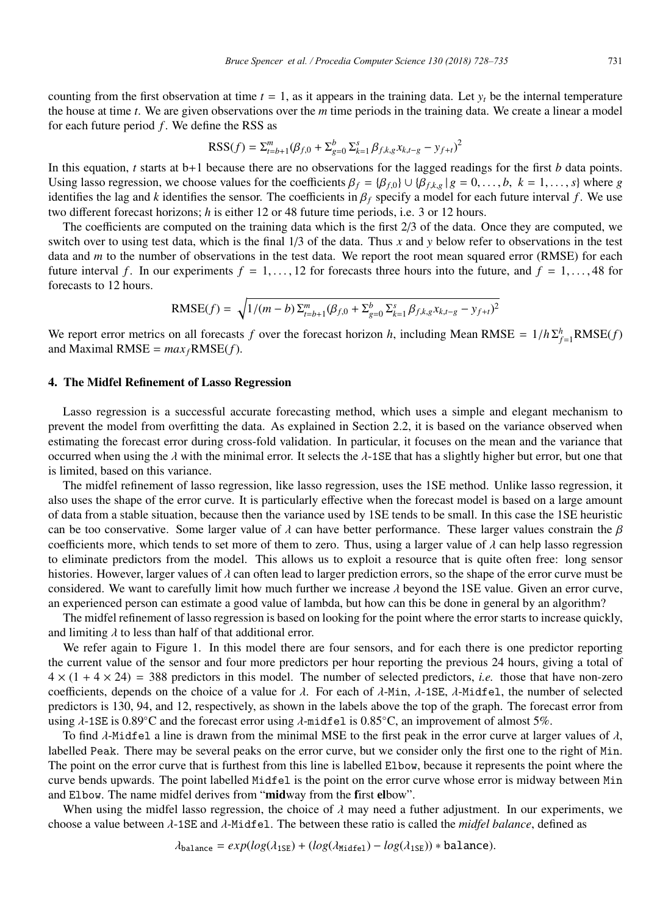counting from the first observation at time $t = 1$, as it appears in the training data. Let $y_t$ be the internal temperature the house at time $t$. We are given observations over the $m$ time periods in the training data. We create a linear a model for each future period $f$. We define the RSS as

$$\text{RSS}(f) = \Sigma_{t=b+1}^{m}(\beta_{f,0} + \Sigma_{g=0}^{b} \Sigma_{k=1}^{s} \beta_{f,k,g} x_{k,t-g} - y_{f+t})^2$$

In this equation, $t$ starts at b+1 because there are no observations for the lagged readings for the first $b$ data points. Using lasso regression, we choose values for the coefficients $\beta_f = \{\beta_{f,0}\} \cup \{\beta_{f,k,g} \,|\, g = 0, \ldots, b,\ k = 1, \ldots, s\}$ where $g$ identifies the lag and $k$ identifies the sensor. The coefficients in $\beta_f$ specify a model for each future interval $f$. We use two different forecast horizons; $h$ is either 12 or 48 future time periods, i.e. 3 or 12 hours.

The coefficients are computed on the training data which is the first 2/3 of the data. Once they are computed, we switch over to using test data, which is the final 1/3 of the data. Thus $x$ and $y$ below refer to observations in the test data and $m$ to the number of observations in the test data. We report the root mean squared error (RMSE) for each future interval $f$. In our experiments $f = 1, \ldots, 12$ for forecasts three hours into the future, and $f = 1, \ldots, 48$ for forecasts to 12 hours.

$$\text{RMSE}(f) = \sqrt{1/(m-b)\,\Sigma_{t=b+1}^{m}(\beta_{f,0} + \Sigma_{g=0}^{b} \Sigma_{k=1}^{s} \beta_{f,k,g} x_{k,t-g} - y_{f+t})^2}$$

We report error metrics on all forecasts $f$ over the forecast horizon $h$, including Mean RMSE $= 1/h\,\Sigma_{f=1}^{h}\text{RMSE}(f)$ and Maximal RMSE $= max_f \text{RMSE}(f)$.

## 4. The Midfel Refinement of Lasso Regression

Lasso regression is a successful accurate forecasting method, which uses a simple and elegant mechanism to prevent the model from overfitting the data. As explained in Section 2.2, it is based on the variance observed when estimating the forecast error during cross-fold validation. In particular, it focuses on the mean and the variance that occurred when using the $\lambda$ with the minimal error. It selects the $\lambda$-1SE that has a slightly higher but error, but one that is limited, based on this variance.

The midfel refinement of lasso regression, like lasso regression, uses the 1SE method. Unlike lasso regression, it also uses the shape of the error curve. It is particularly effective when the forecast model is based on a large amount of data from a stable situation, because then the variance used by 1SE tends to be small. In this case the 1SE heuristic can be too conservative. Some larger value of $\lambda$ can have better performance. These larger values constrain the $\beta$ coefficients more, which tends to set more of them to zero. Thus, using a larger value of $\lambda$ can help lasso regression to eliminate predictors from the model. This allows us to exploit a resource that is quite often free: long sensor histories. However, larger values of $\lambda$ can often lead to larger prediction errors, so the shape of the error curve must be considered. We want to carefully limit how much further we increase $\lambda$ beyond the 1SE value. Given an error curve, an experienced person can estimate a good value of lambda, but how can this be done in general by an algorithm?

The midfel refinement of lasso regression is based on looking for the point where the error starts to increase quickly, and limiting $\lambda$ to less than half of that additional error.

We refer again to Figure 1. In this model there are four sensors, and for each there is one predictor reporting the current value of the sensor and four more predictors per hour reporting the previous 24 hours, giving a total of $4 \times (1 + 4 \times 24) = 388$ predictors in this model. The number of selected predictors, *i.e.* those that have non-zero coefficients, depends on the choice of a value for $\lambda$. For each of $\lambda$-Min, $\lambda$-1SE, $\lambda$-Midfel, the number of selected predictors is 130, 94, and 12, respectively, as shown in the labels above the top of the graph. The forecast error from using $\lambda$-1SE is 0.89°C and the forecast error using $\lambda$-midfel is 0.85°C, an improvement of almost 5%.

To find $\lambda$-Midfel a line is drawn from the minimal MSE to the first peak in the error curve at larger values of $\lambda$, labelled Peak. There may be several peaks on the error curve, but we consider only the first one to the right of Min. The point on the error curve that is furthest from this line is labelled Elbow, because it represents the point where the curve bends upwards. The point labelled Midfel is the point on the error curve whose error is midway between Min and Elbow. The name midfel derives from "**mid**way from the **f**irst **el**bow".

When using the midfel lasso regression, the choice of $\lambda$ may need a futher adjustment. In our experiments, we choose a value between $\lambda$-1SE and $\lambda$-Midfel. The between these ratio is called the *midfel balance*, defined as

$$\lambda_{\texttt{balance}} = exp(log(\lambda_{\texttt{1SE}}) + (log(\lambda_{\texttt{Midfel}}) - log(\lambda_{\texttt{1SE}})) * \texttt{balance}).$$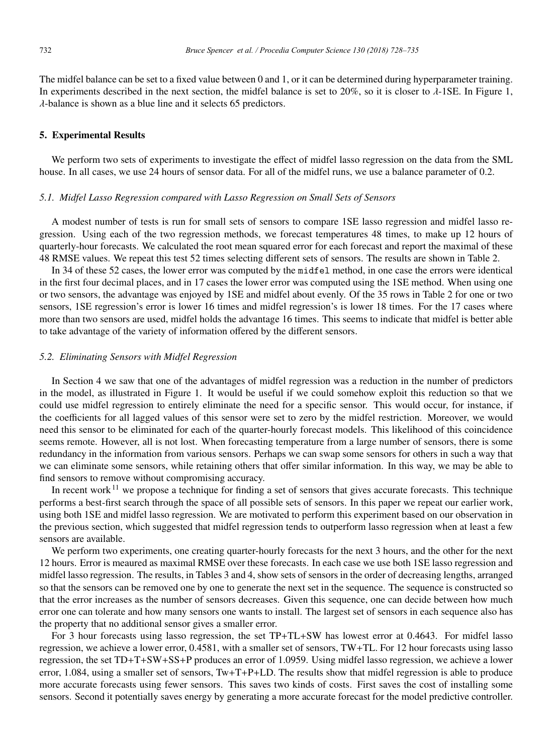The midfel balance can be set to a fixed value between 0 and 1, or it can be determined during hyperparameter training. In experiments described in the next section, the midfel balance is set to 20%, so it is closer to $\lambda$-1SE. In Figure 1, $\lambda$-balance is shown as a blue line and it selects 65 predictors.

## 5. Experimental Results

We perform two sets of experiments to investigate the effect of midfel lasso regression on the data from the SML house. In all cases, we use 24 hours of sensor data. For all of the midfel runs, we use a balance parameter of 0.2.

### *5.1. Midfel Lasso Regression compared with Lasso Regression on Small Sets of Sensors*

A modest number of tests is run for small sets of sensors to compare 1SE lasso regression and midfel lasso regression. Using each of the two regression methods, we forecast temperatures 48 times, to make up 12 hours of quarterly-hour forecasts. We calculated the root mean squared error for each forecast and report the maximal of these 48 RMSE values. We repeat this test 52 times selecting different sets of sensors. The results are shown in Table 2.

In 34 of these 52 cases, the lower error was computed by the `midfel` method, in one case the errors were identical in the first four decimal places, and in 17 cases the lower error was computed using the 1SE method. When using one or two sensors, the advantage was enjoyed by 1SE and midfel about evenly. Of the 35 rows in Table 2 for one or two sensors, 1SE regression's error is lower 16 times and midfel regression's is lower 18 times. For the 17 cases where more than two sensors are used, midfel holds the advantage 16 times. This seems to indicate that midfel is better able to take advantage of the variety of information offered by the different sensors.

### *5.2. Eliminating Sensors with Midfel Regression*

In Section 4 we saw that one of the advantages of midfel regression was a reduction in the number of predictors in the model, as illustrated in Figure 1. It would be useful if we could somehow exploit this reduction so that we could use midfel regression to entirely eliminate the need for a specific sensor. This would occur, for instance, if the coefficients for all lagged values of this sensor were set to zero by the midfel restriction. Moreover, we would need this sensor to be eliminated for each of the quarter-hourly forecast models. This likelihood of this coincidence seems remote. However, all is not lost. When forecasting temperature from a large number of sensors, there is some redundancy in the information from various sensors. Perhaps we can swap some sensors for others in such a way that we can eliminate some sensors, while retaining others that offer similar information. In this way, we may be able to find sensors to remove without compromising accuracy.

In recent work [11] we propose a technique for finding a set of sensors that gives accurate forecasts. This technique performs a best-first search through the space of all possible sets of sensors. In this paper we repeat our earlier work, using both 1SE and midfel lasso regression. We are motivated to perform this experiment based on our observation in the previous section, which suggested that midfel regression tends to outperform lasso regression when at least a few sensors are available.

We perform two experiments, one creating quarter-hourly forecasts for the next 3 hours, and the other for the next 12 hours. Error is meaured as maximal RMSE over these forecasts. In each case we use both 1SE lasso regression and midfel lasso regression. The results, in Tables 3 and 4, show sets of sensors in the order of decreasing lengths, arranged so that the sensors can be removed one by one to generate the next set in the sequence. The sequence is constructed so that the error increases as the number of sensors decreases. Given this sequence, one can decide between how much error one can tolerate and how many sensors one wants to install. The largest set of sensors in each sequence also has the property that no additional sensor gives a smaller error.

For 3 hour forecasts using lasso regression, the set TP+TL+SW has lowest error at 0.4643. For midfel lasso regression, we achieve a lower error, 0.4581, with a smaller set of sensors, TW+TL. For 12 hour forecasts using lasso regression, the set TD+T+SW+SS+P produces an error of 1.0959. Using midfel lasso regression, we achieve a lower error, 1.084, using a smaller set of sensors, Tw+T+P+LD. The results show that midfel regression is able to produce more accurate forecasts using fewer sensors. This saves two kinds of costs. First saves the cost of installing some sensors. Second it potentially saves energy by generating a more accurate forecast for the model predictive controller.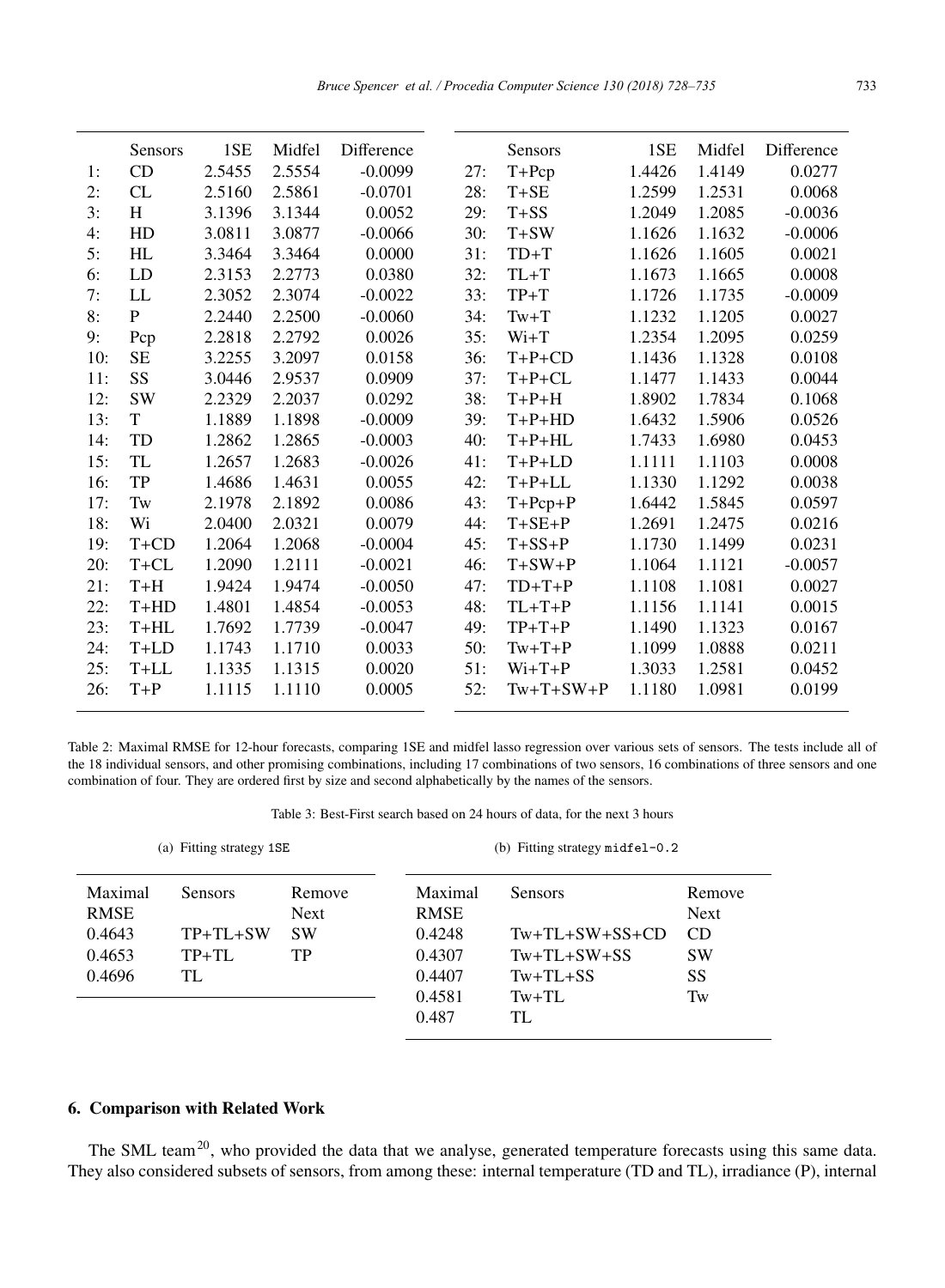| | Sensors | 1SE | Midfel | Difference |
|---|---|---|---|---|
| 1: | CD | 2.5455 | 2.5554 | -0.0099 |
| 2: | CL | 2.5160 | 2.5861 | -0.0701 |
| 3: | H | 3.1396 | 3.1344 | 0.0052 |
| 4: | HD | 3.0811 | 3.0877 | -0.0066 |
| 5: | HL | 3.3464 | 3.3464 | 0.0000 |
| 6: | LD | 2.3153 | 2.2773 | 0.0380 |
| 7: | LL | 2.3052 | 2.3074 | -0.0022 |
| 8: | P | 2.2440 | 2.2500 | -0.0060 |
| 9: | Pcp | 2.2818 | 2.2792 | 0.0026 |
| 10: | SE | 3.2255 | 3.2097 | 0.0158 |
| 11: | SS | 3.0446 | 2.9537 | 0.0909 |
| 12: | SW | 2.2329 | 2.2037 | 0.0292 |
| 13: | T | 1.1889 | 1.1898 | -0.0009 |
| 14: | TD | 1.2862 | 1.2865 | -0.0003 |
| 15: | TL | 1.2657 | 1.2683 | -0.0026 |
| 16: | TP | 1.4686 | 1.4631 | 0.0055 |
| 17: | Tw | 2.1978 | 2.1892 | 0.0086 |
| 18: | Wi | 2.0400 | 2.0321 | 0.0079 |
| 19: | T+CD | 1.2064 | 1.2068 | -0.0004 |
| 20: | T+CL | 1.2090 | 1.2111 | -0.0021 |
| 21: | T+H | 1.9424 | 1.9474 | -0.0050 |
| 22: | T+HD | 1.4801 | 1.4854 | -0.0053 |
| 23: | T+HL | 1.7692 | 1.7739 | -0.0047 |
| 24: | T+LD | 1.1743 | 1.1710 | 0.0033 |
| 25: | T+LL | 1.1335 | 1.1315 | 0.0020 |
| 26: | T+P | 1.1115 | 1.1110 | 0.0005 |
| 27: | T+Pcp | 1.4426 | 1.4149 | 0.0277 |
| 28: | T+SE | 1.2599 | 1.2531 | 0.0068 |
| 29: | T+SS | 1.2049 | 1.2085 | -0.0036 |
| 30: | T+SW | 1.1626 | 1.1632 | -0.0006 |
| 31: | TD+T | 1.1626 | 1.1605 | 0.0021 |
| 32: | TL+T | 1.1673 | 1.1665 | 0.0008 |
| 33: | TP+T | 1.1726 | 1.1735 | -0.0009 |
| 34: | Tw+T | 1.1232 | 1.1205 | 0.0027 |
| 35: | Wi+T | 1.2354 | 1.2095 | 0.0259 |
| 36: | T+P+CD | 1.1436 | 1.1328 | 0.0108 |
| 37: | T+P+CL | 1.1477 | 1.1433 | 0.0044 |
| 38: | T+P+H | 1.8902 | 1.7834 | 0.1068 |
| 39: | T+P+HD | 1.6432 | 1.5906 | 0.0526 |
| 40: | T+P+HL | 1.7433 | 1.6980 | 0.0453 |
| 41: | T+P+LD | 1.1111 | 1.1103 | 0.0008 |
| 42: | T+P+LL | 1.1330 | 1.1292 | 0.0038 |
| 43: | T+Pcp+P | 1.6442 | 1.5845 | 0.0597 |
| 44: | T+SE+P | 1.2691 | 1.2475 | 0.0216 |
| 45: | T+SS+P | 1.1730 | 1.1499 | 0.0231 |
| 46: | T+SW+P | 1.1064 | 1.1121 | -0.0057 |
| 47: | TD+T+P | 1.1108 | 1.1081 | 0.0027 |
| 48: | TL+T+P | 1.1156 | 1.1141 | 0.0015 |
| 49: | TP+T+P | 1.1490 | 1.1323 | 0.0167 |
| 50: | Tw+T+P | 1.1099 | 1.0888 | 0.0211 |
| 51: | Wi+T+P | 1.3033 | 1.2581 | 0.0452 |
| 52: | Tw+T+SW+P | 1.1180 | 1.0981 | 0.0199 |

Table 2: Maximal RMSE for 12-hour forecasts, comparing 1SE and midfel lasso regression over various sets of sensors. The tests include all of the 18 individual sensors, and other promising combinations, including 17 combinations of two sensors, 16 combinations of three sensors and one combination of four. They are ordered first by size and second alphabetically by the names of the sensors.

Table 3: Best-First search based on 24 hours of data, for the next 3 hours

(a) Fitting strategy `1SE`

| Maximal RMSE | Sensors | Remove Next |
|---|---|---|
| 0.4643 | TP+TL+SW | SW |
| 0.4653 | TP+TL | TP |
| 0.4696 | TL | |

(b) Fitting strategy `midfel-0.2`

| Maximal RMSE | Sensors | Remove Next |
|---|---|---|
| 0.4248 | Tw+TL+SW+SS+CD | CD |
| 0.4307 | Tw+TL+SW+SS | SW |
| 0.4407 | Tw+TL+SS | SS |
| 0.4581 | Tw+TL | Tw |
| 0.487 | TL | |

## 6. Comparison with Related Work

The SML team[20], who provided the data that we analyse, generated temperature forecasts using this same data. They also considered subsets of sensors, from among these: internal temperature (TD and TL), irradiance (P), internal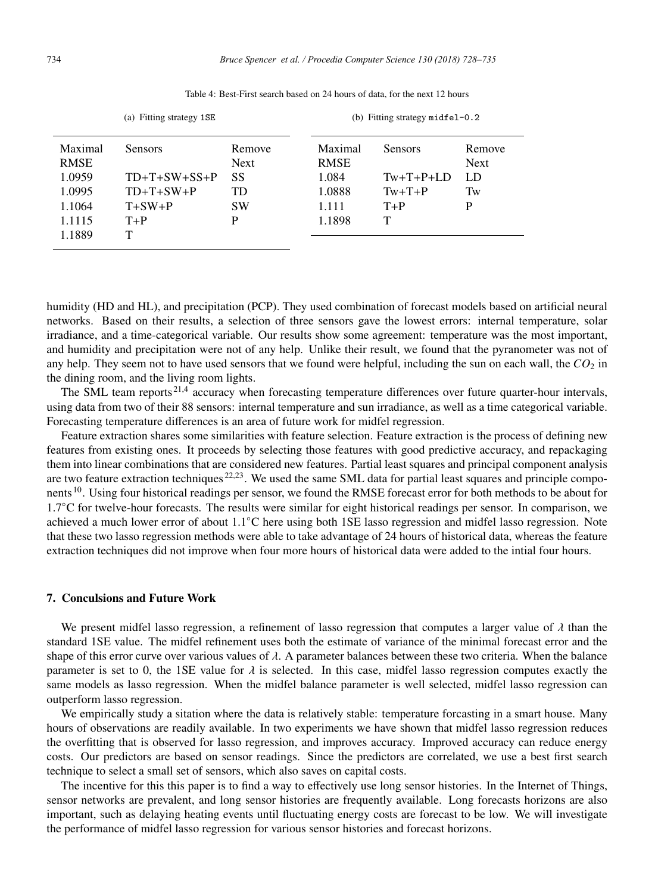Table 4: Best-First search based on 24 hours of data, for the next 12 hours

(a) Fitting strategy 1SE

| Maximal RMSE | Sensors | Remove Next |
|---|---|---|
| 1.0959 | TD+T+SW+SS+P | SS |
| 1.0995 | TD+T+SW+P | TD |
| 1.1064 | T+SW+P | SW |
| 1.1115 | T+P | P |
| 1.1889 | T | |

(b) Fitting strategy midfel-0.2

| Maximal RMSE | Sensors | Remove Next |
|---|---|---|
| 1.084 | Tw+T+P+LD | LD |
| 1.0888 | Tw+T+P | Tw |
| 1.111 | T+P | P |
| 1.1898 | T | |

humidity (HD and HL), and precipitation (PCP). They used combination of forecast models based on artificial neural networks. Based on their results, a selection of three sensors gave the lowest errors: internal temperature, solar irradiance, and a time-categorical variable. Our results show some agreement: temperature was the most important, and humidity and precipitation were not of any help. Unlike their result, we found that the pyranometer was not of any help. They seem not to have used sensors that we found were helpful, including the sun on each wall, the $CO_2$ in the dining room, and the living room lights.

The SML team reports[21,4] accuracy when forecasting temperature differences over future quarter-hour intervals, using data from two of their 88 sensors: internal temperature and sun irradiance, as well as a time categorical variable. Forecasting temperature differences is an area of future work for midfel regression.

Feature extraction shares some similarities with feature selection. Feature extraction is the process of defining new features from existing ones. It proceeds by selecting those features with good predictive accuracy, and repackaging them into linear combinations that are considered new features. Partial least squares and principal component analysis are two feature extraction techniques[22,23]. We used the same SML data for partial least squares and principle components[10]. Using four historical readings per sensor, we found the RMSE forecast error for both methods to be about for 1.7°C for twelve-hour forecasts. The results were similar for eight historical readings per sensor. In comparison, we achieved a much lower error of about 1.1°C here using both 1SE lasso regression and midfel lasso regression. Note that these two lasso regression methods were able to take advantage of 24 hours of historical data, whereas the feature extraction techniques did not improve when four more hours of historical data were added to the intial four hours.

## 7. Conculsions and Future Work

We present midfel lasso regression, a refinement of lasso regression that computes a larger value of $\lambda$ than the standard 1SE value. The midfel refinement uses both the estimate of variance of the minimal forecast error and the shape of this error curve over various values of $\lambda$. A parameter balances between these two criteria. When the balance parameter is set to 0, the 1SE value for $\lambda$ is selected. In this case, midfel lasso regression computes exactly the same models as lasso regression. When the midfel balance parameter is well selected, midfel lasso regression can outperform lasso regression.

We empirically study a sitation where the data is relatively stable: temperature forcasting in a smart house. Many hours of observations are readily available. In two experiments we have shown that midfel lasso regression reduces the overfitting that is observed for lasso regression, and improves accuracy. Improved accuracy can reduce energy costs. Our predictors are based on sensor readings. Since the predictors are correlated, we use a best first search technique to select a small set of sensors, which also saves on capital costs.

The incentive for this this paper is to find a way to effectively use long sensor histories. In the Internet of Things, sensor networks are prevalent, and long sensor histories are frequently available. Long forecasts horizons are also important, such as delaying heating events until fluctuating energy costs are forecast to be low. We will investigate the performance of midfel lasso regression for various sensor histories and forecast horizons.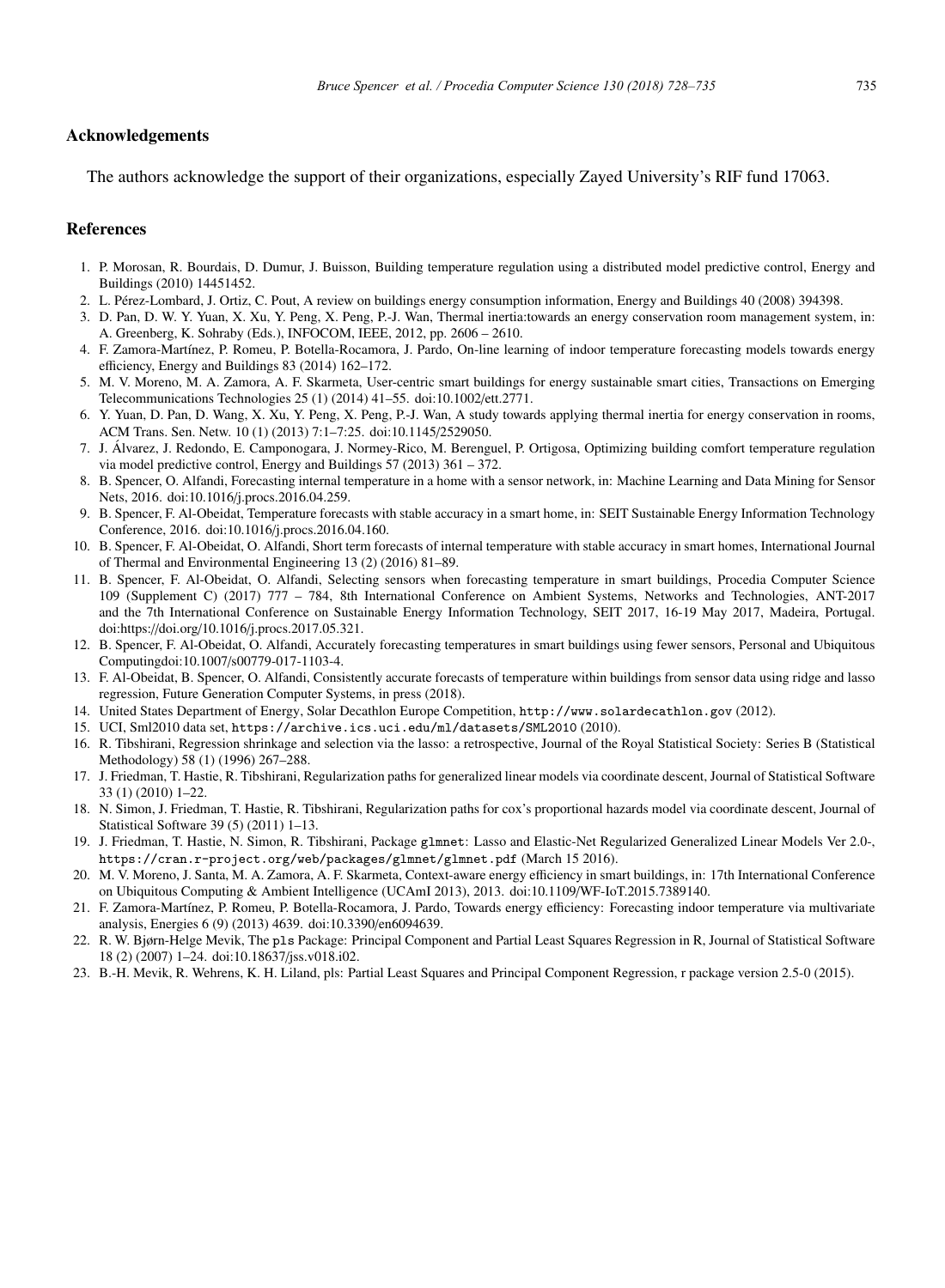## Acknowledgements

The authors acknowledge the support of their organizations, especially Zayed University's RIF fund 17063.

## References

1. P. Morosan, R. Bourdais, D. Dumur, J. Buisson, Building temperature regulation using a distributed model predictive control, Energy and Buildings (2010) 14451452.
2. L. Pérez-Lombard, J. Ortiz, C. Pout, A review on buildings energy consumption information, Energy and Buildings 40 (2008) 394398.
3. D. Pan, D. W. Y. Yuan, X. Xu, Y. Peng, X. Peng, P.-J. Wan, Thermal inertia:towards an energy conservation room management system, in: A. Greenberg, K. Sohraby (Eds.), INFOCOM, IEEE, 2012, pp. 2606 – 2610.
4. F. Zamora-Martínez, P. Romeu, P. Botella-Rocamora, J. Pardo, On-line learning of indoor temperature forecasting models towards energy efficiency, Energy and Buildings 83 (2014) 162–172.
5. M. V. Moreno, M. A. Zamora, A. F. Skarmeta, User-centric smart buildings for energy sustainable smart cities, Transactions on Emerging Telecommunications Technologies 25 (1) (2014) 41–55. doi:10.1002/ett.2771.
6. Y. Yuan, D. Pan, D. Wang, X. Xu, Y. Peng, X. Peng, P.-J. Wan, A study towards applying thermal inertia for energy conservation in rooms, ACM Trans. Sen. Netw. 10 (1) (2013) 7:1–7:25. doi:10.1145/2529050.
7. J. Álvarez, J. Redondo, E. Camponogara, J. Normey-Rico, M. Berenguel, P. Ortigosa, Optimizing building comfort temperature regulation via model predictive control, Energy and Buildings 57 (2013) 361 – 372.
8. B. Spencer, O. Alfandi, Forecasting internal temperature in a home with a sensor network, in: Machine Learning and Data Mining for Sensor Nets, 2016. doi:10.1016/j.procs.2016.04.259.
9. B. Spencer, F. Al-Obeidat, Temperature forecasts with stable accuracy in a smart home, in: SEIT Sustainable Energy Information Technology Conference, 2016. doi:10.1016/j.procs.2016.04.160.
10. B. Spencer, F. Al-Obeidat, O. Alfandi, Short term forecasts of internal temperature with stable accuracy in smart homes, International Journal of Thermal and Environmental Engineering 13 (2) (2016) 81–89.
11. B. Spencer, F. Al-Obeidat, O. Alfandi, Selecting sensors when forecasting temperature in smart buildings, Procedia Computer Science 109 (Supplement C) (2017) 777 – 784, 8th International Conference on Ambient Systems, Networks and Technologies, ANT-2017 and the 7th International Conference on Sustainable Energy Information Technology, SEIT 2017, 16-19 May 2017, Madeira, Portugal. doi:https://doi.org/10.1016/j.procs.2017.05.321.
12. B. Spencer, F. Al-Obeidat, O. Alfandi, Accurately forecasting temperatures in smart buildings using fewer sensors, Personal and Ubiquitous Computingdoi:10.1007/s00779-017-1103-4.
13. F. Al-Obeidat, B. Spencer, O. Alfandi, Consistently accurate forecasts of temperature within buildings from sensor data using ridge and lasso regression, Future Generation Computer Systems, in press (2018).
14. United States Department of Energy, Solar Decathlon Europe Competition, `http://www.solardecathlon.gov` (2012).
15. UCI, Sml2010 data set, `https://archive.ics.uci.edu/ml/datasets/SML2010` (2010).
16. R. Tibshirani, Regression shrinkage and selection via the lasso: a retrospective, Journal of the Royal Statistical Society: Series B (Statistical Methodology) 58 (1) (1996) 267–288.
17. J. Friedman, T. Hastie, R. Tibshirani, Regularization paths for generalized linear models via coordinate descent, Journal of Statistical Software 33 (1) (2010) 1–22.
18. N. Simon, J. Friedman, T. Hastie, R. Tibshirani, Regularization paths for cox's proportional hazards model via coordinate descent, Journal of Statistical Software 39 (5) (2011) 1–13.
19. J. Friedman, T. Hastie, N. Simon, R. Tibshirani, Package `glmnet`: Lasso and Elastic-Net Regularized Generalized Linear Models Ver 2.0-, `https://cran.r-project.org/web/packages/glmnet/glmnet.pdf` (March 15 2016).
20. M. V. Moreno, J. Santa, M. A. Zamora, A. F. Skarmeta, Context-aware energy efficiency in smart buildings, in: 17th International Conference on Ubiquitous Computing & Ambient Intelligence (UCAmI 2013), 2013. doi:10.1109/WF-IoT.2015.7389140.
21. F. Zamora-Martínez, P. Romeu, P. Botella-Rocamora, J. Pardo, Towards energy efficiency: Forecasting indoor temperature via multivariate analysis, Energies 6 (9) (2013) 4639. doi:10.3390/en6094639.
22. R. W. Bjørn-Helge Mevik, The `pls` Package: Principal Component and Partial Least Squares Regression in R, Journal of Statistical Software 18 (2) (2007) 1–24. doi:10.18637/jss.v018.i02.
23. B.-H. Mevik, R. Wehrens, K. H. Liland, pls: Partial Least Squares and Principal Component Regression, r package version 2.5-0 (2015).